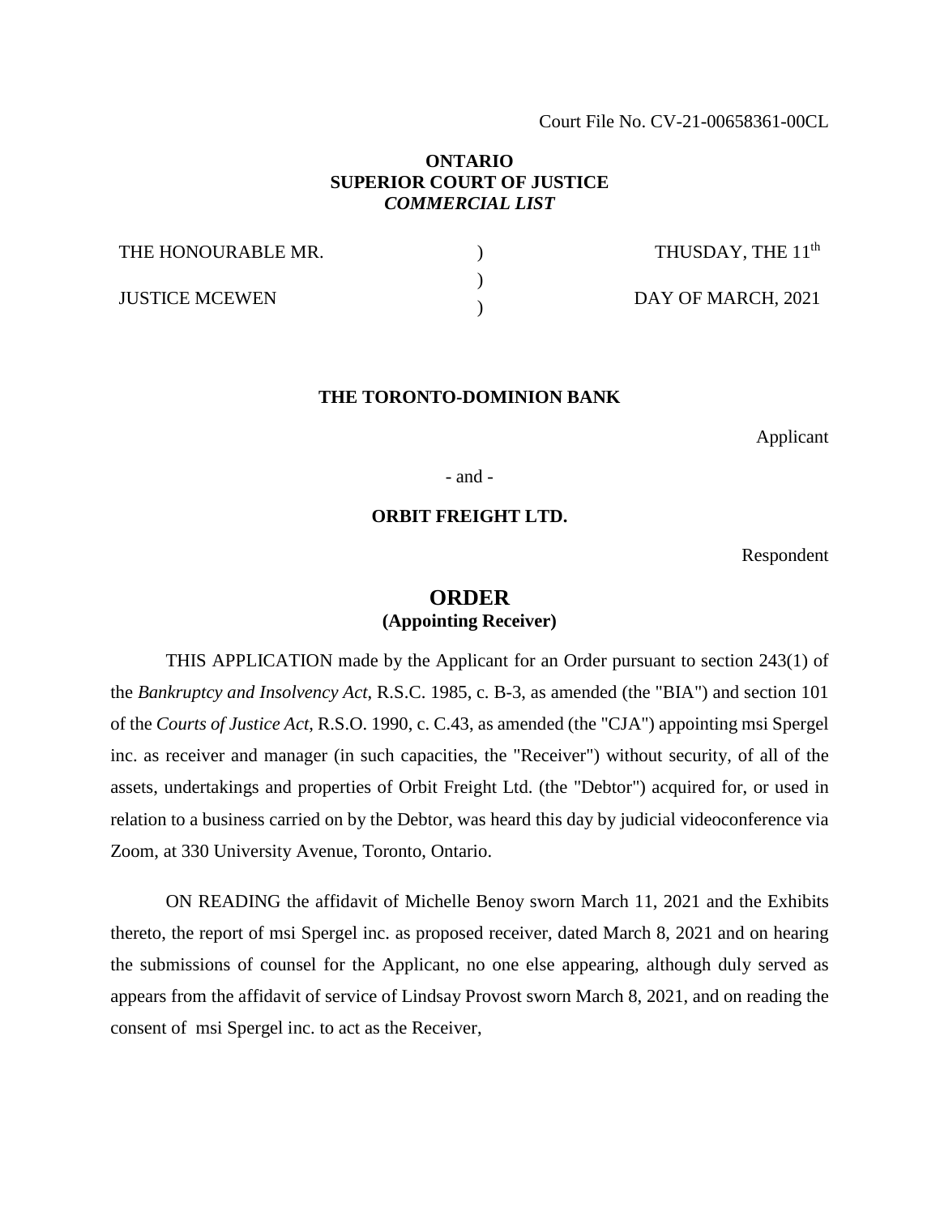Court File No. CV-21-00658361-00CL

**ONTARIO**
**SUPERIOR COURT OF JUSTICE**
***COMMERCIAL LIST***

| | | |
|---|---|---|
| THE HONOURABLE MR. | ) | THUSDAY, THE 11th |
| | ) | |
| JUSTICE MCEWEN | ) | DAY OF MARCH, 2021 |

**THE TORONTO-DOMINION BANK**

Applicant

\- and -

**ORBIT FREIGHT LTD.**

Respondent

# ORDER
## (Appointing Receiver)

THIS APPLICATION made by the Applicant for an Order pursuant to section 243(1) of the *Bankruptcy and Insolvency Act*, R.S.C. 1985, c. B-3, as amended (the "BIA") and section 101 of the *Courts of Justice Act*, R.S.O. 1990, c. C.43, as amended (the "CJA") appointing msi Spergel inc. as receiver and manager (in such capacities, the "Receiver") without security, of all of the assets, undertakings and properties of Orbit Freight Ltd. (the "Debtor") acquired for, or used in relation to a business carried on by the Debtor, was heard this day by judicial videoconference via Zoom, at 330 University Avenue, Toronto, Ontario.

ON READING the affidavit of Michelle Benoy sworn March 11, 2021 and the Exhibits thereto, the report of msi Spergel inc. as proposed receiver, dated March 8, 2021 and on hearing the submissions of counsel for the Applicant, no one else appearing, although duly served as appears from the affidavit of service of Lindsay Provost sworn March 8, 2021, and on reading the consent of msi Spergel inc. to act as the Receiver,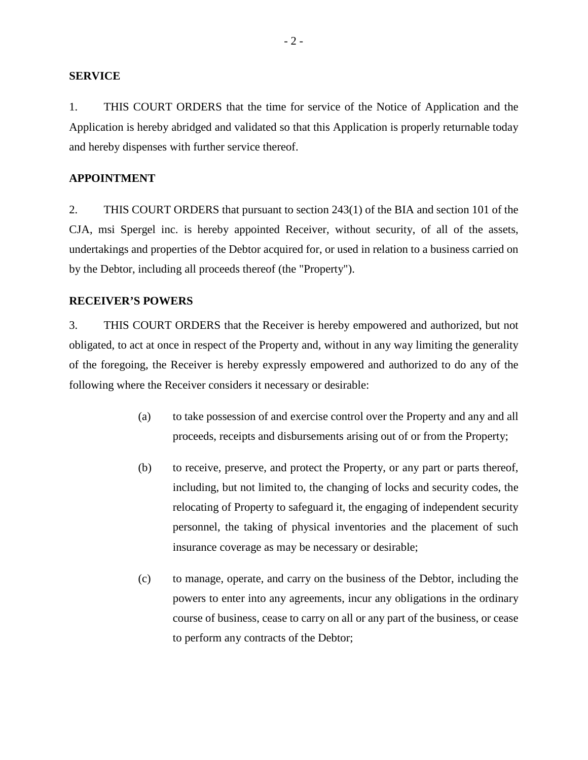**SERVICE**

1. THIS COURT ORDERS that the time for service of the Notice of Application and the Application is hereby abridged and validated so that this Application is properly returnable today and hereby dispenses with further service thereof.

**APPOINTMENT**

2. THIS COURT ORDERS that pursuant to section 243(1) of the BIA and section 101 of the CJA, msi Spergel inc. is hereby appointed Receiver, without security, of all of the assets, undertakings and properties of the Debtor acquired for, or used in relation to a business carried on by the Debtor, including all proceeds thereof (the "Property").

**RECEIVER'S POWERS**

3. THIS COURT ORDERS that the Receiver is hereby empowered and authorized, but not obligated, to act at once in respect of the Property and, without in any way limiting the generality of the foregoing, the Receiver is hereby expressly empowered and authorized to do any of the following where the Receiver considers it necessary or desirable:

(a) to take possession of and exercise control over the Property and any and all proceeds, receipts and disbursements arising out of or from the Property;

(b) to receive, preserve, and protect the Property, or any part or parts thereof, including, but not limited to, the changing of locks and security codes, the relocating of Property to safeguard it, the engaging of independent security personnel, the taking of physical inventories and the placement of such insurance coverage as may be necessary or desirable;

(c) to manage, operate, and carry on the business of the Debtor, including the powers to enter into any agreements, incur any obligations in the ordinary course of business, cease to carry on all or any part of the business, or cease to perform any contracts of the Debtor;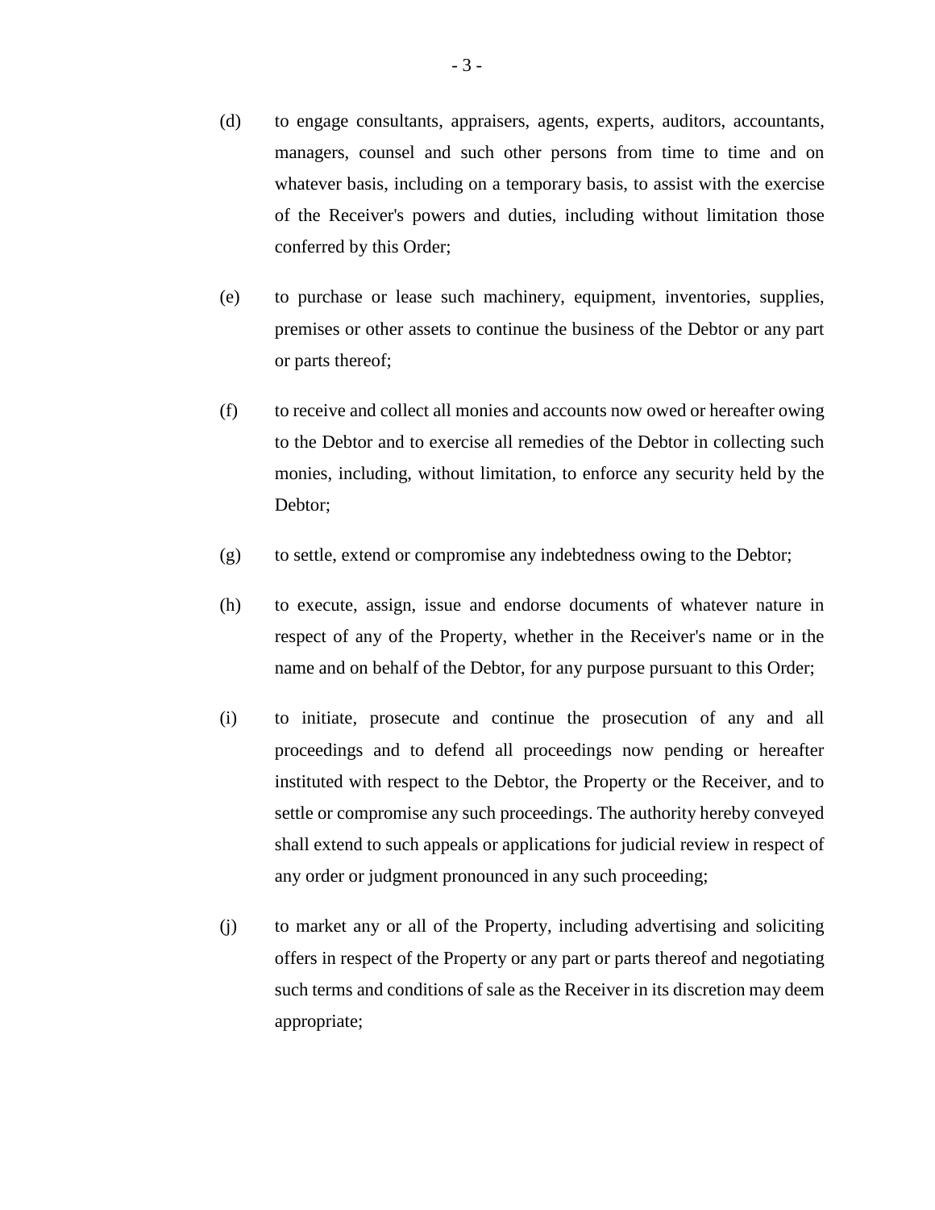(d) to engage consultants, appraisers, agents, experts, auditors, accountants, managers, counsel and such other persons from time to time and on whatever basis, including on a temporary basis, to assist with the exercise of the Receiver's powers and duties, including without limitation those conferred by this Order;

(e) to purchase or lease such machinery, equipment, inventories, supplies, premises or other assets to continue the business of the Debtor or any part or parts thereof;

(f) to receive and collect all monies and accounts now owed or hereafter owing to the Debtor and to exercise all remedies of the Debtor in collecting such monies, including, without limitation, to enforce any security held by the Debtor;

(g) to settle, extend or compromise any indebtedness owing to the Debtor;

(h) to execute, assign, issue and endorse documents of whatever nature in respect of any of the Property, whether in the Receiver's name or in the name and on behalf of the Debtor, for any purpose pursuant to this Order;

(i) to initiate, prosecute and continue the prosecution of any and all proceedings and to defend all proceedings now pending or hereafter instituted with respect to the Debtor, the Property or the Receiver, and to settle or compromise any such proceedings. The authority hereby conveyed shall extend to such appeals or applications for judicial review in respect of any order or judgment pronounced in any such proceeding;

(j) to market any or all of the Property, including advertising and soliciting offers in respect of the Property or any part or parts thereof and negotiating such terms and conditions of sale as the Receiver in its discretion may deem appropriate;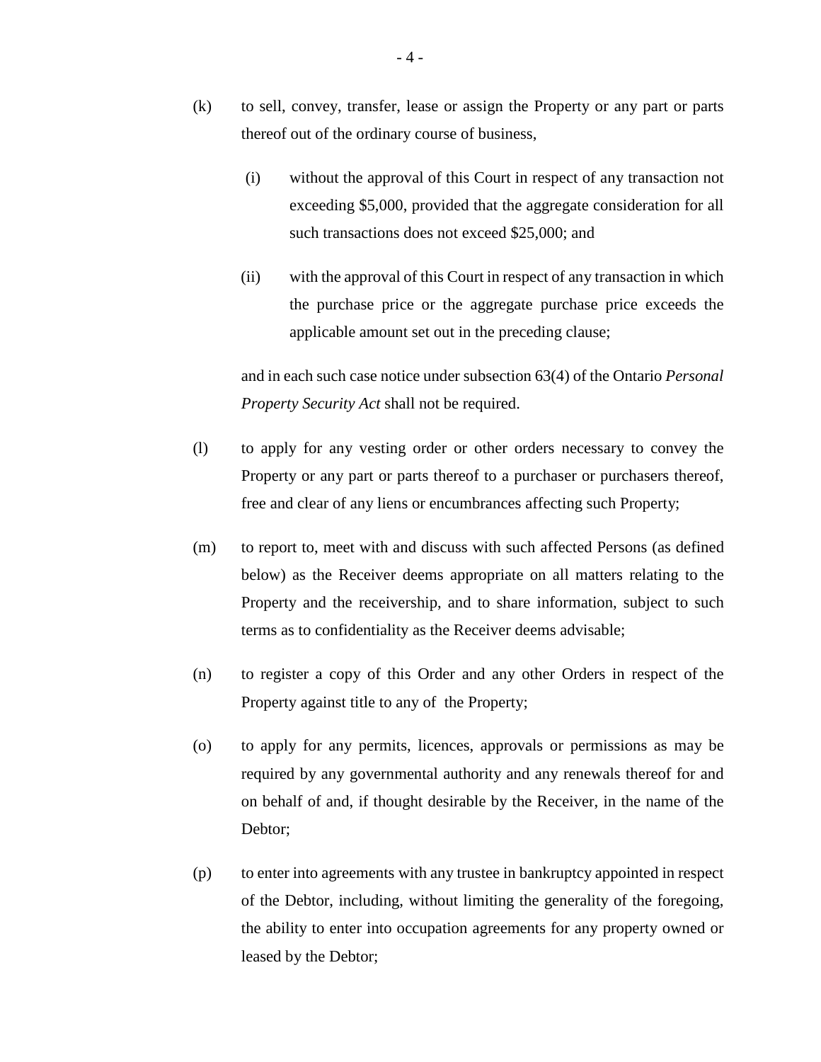(k) to sell, convey, transfer, lease or assign the Property or any part or parts thereof out of the ordinary course of business,

(i) without the approval of this Court in respect of any transaction not exceeding $5,000, provided that the aggregate consideration for all such transactions does not exceed $25,000; and

(ii) with the approval of this Court in respect of any transaction in which the purchase price or the aggregate purchase price exceeds the applicable amount set out in the preceding clause;

and in each such case notice under subsection 63(4) of the Ontario *Personal Property Security Act* shall not be required.

(l) to apply for any vesting order or other orders necessary to convey the Property or any part or parts thereof to a purchaser or purchasers thereof, free and clear of any liens or encumbrances affecting such Property;

(m) to report to, meet with and discuss with such affected Persons (as defined below) as the Receiver deems appropriate on all matters relating to the Property and the receivership, and to share information, subject to such terms as to confidentiality as the Receiver deems advisable;

(n) to register a copy of this Order and any other Orders in respect of the Property against title to any of the Property;

(o) to apply for any permits, licences, approvals or permissions as may be required by any governmental authority and any renewals thereof for and on behalf of and, if thought desirable by the Receiver, in the name of the Debtor;

(p) to enter into agreements with any trustee in bankruptcy appointed in respect of the Debtor, including, without limiting the generality of the foregoing, the ability to enter into occupation agreements for any property owned or leased by the Debtor;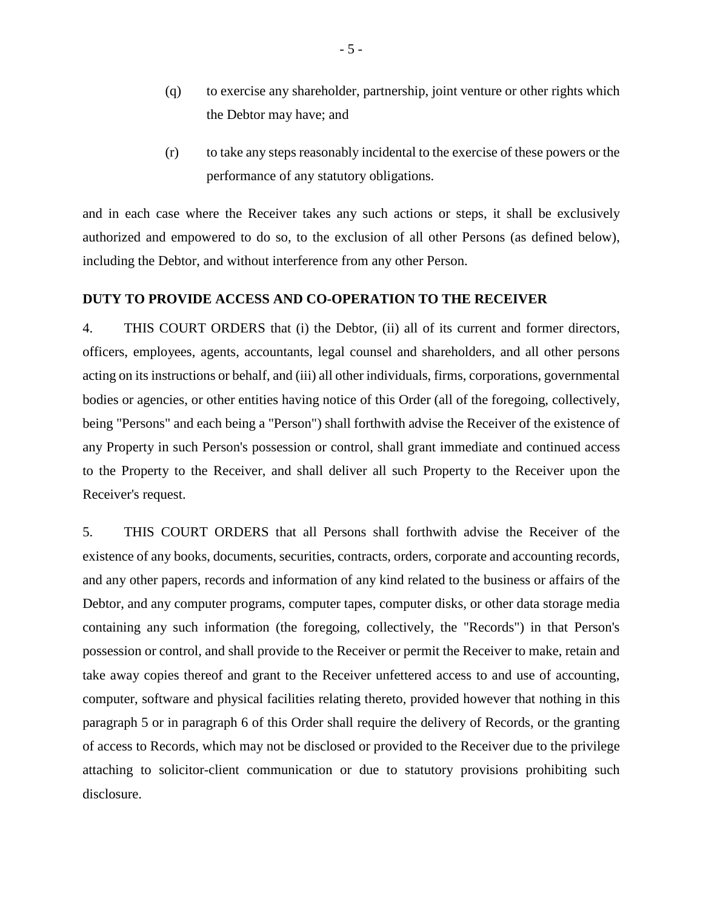(q) to exercise any shareholder, partnership, joint venture or other rights which the Debtor may have; and

(r) to take any steps reasonably incidental to the exercise of these powers or the performance of any statutory obligations.

and in each case where the Receiver takes any such actions or steps, it shall be exclusively authorized and empowered to do so, to the exclusion of all other Persons (as defined below), including the Debtor, and without interference from any other Person.

**DUTY TO PROVIDE ACCESS AND CO-OPERATION TO THE RECEIVER**

4. THIS COURT ORDERS that (i) the Debtor, (ii) all of its current and former directors, officers, employees, agents, accountants, legal counsel and shareholders, and all other persons acting on its instructions or behalf, and (iii) all other individuals, firms, corporations, governmental bodies or agencies, or other entities having notice of this Order (all of the foregoing, collectively, being "Persons" and each being a "Person") shall forthwith advise the Receiver of the existence of any Property in such Person's possession or control, shall grant immediate and continued access to the Property to the Receiver, and shall deliver all such Property to the Receiver upon the Receiver's request.

5. THIS COURT ORDERS that all Persons shall forthwith advise the Receiver of the existence of any books, documents, securities, contracts, orders, corporate and accounting records, and any other papers, records and information of any kind related to the business or affairs of the Debtor, and any computer programs, computer tapes, computer disks, or other data storage media containing any such information (the foregoing, collectively, the "Records") in that Person's possession or control, and shall provide to the Receiver or permit the Receiver to make, retain and take away copies thereof and grant to the Receiver unfettered access to and use of accounting, computer, software and physical facilities relating thereto, provided however that nothing in this paragraph 5 or in paragraph 6 of this Order shall require the delivery of Records, or the granting of access to Records, which may not be disclosed or provided to the Receiver due to the privilege attaching to solicitor-client communication or due to statutory provisions prohibiting such disclosure.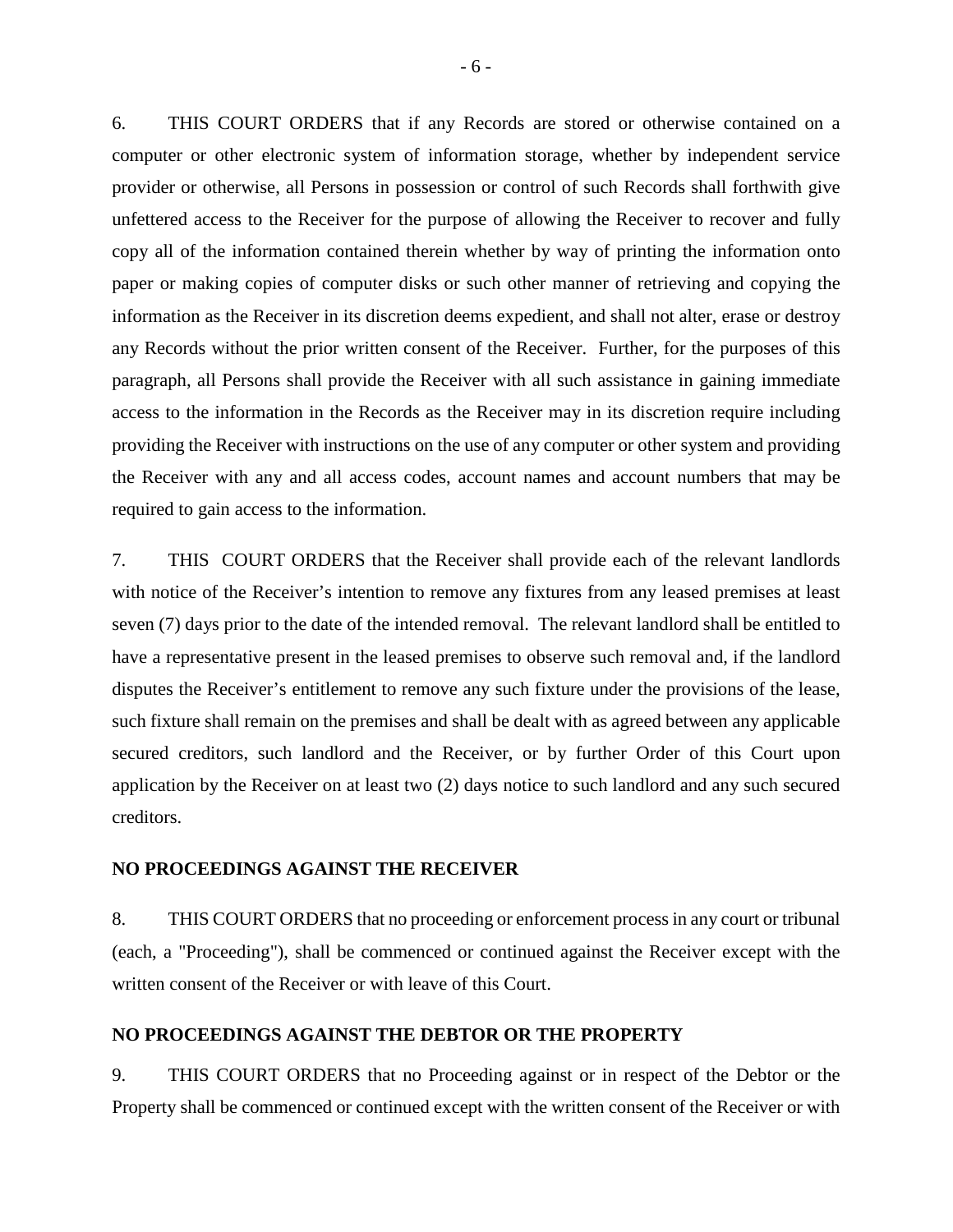6. THIS COURT ORDERS that if any Records are stored or otherwise contained on a computer or other electronic system of information storage, whether by independent service provider or otherwise, all Persons in possession or control of such Records shall forthwith give unfettered access to the Receiver for the purpose of allowing the Receiver to recover and fully copy all of the information contained therein whether by way of printing the information onto paper or making copies of computer disks or such other manner of retrieving and copying the information as the Receiver in its discretion deems expedient, and shall not alter, erase or destroy any Records without the prior written consent of the Receiver. Further, for the purposes of this paragraph, all Persons shall provide the Receiver with all such assistance in gaining immediate access to the information in the Records as the Receiver may in its discretion require including providing the Receiver with instructions on the use of any computer or other system and providing the Receiver with any and all access codes, account names and account numbers that may be required to gain access to the information.

7. THIS COURT ORDERS that the Receiver shall provide each of the relevant landlords with notice of the Receiver's intention to remove any fixtures from any leased premises at least seven (7) days prior to the date of the intended removal. The relevant landlord shall be entitled to have a representative present in the leased premises to observe such removal and, if the landlord disputes the Receiver's entitlement to remove any such fixture under the provisions of the lease, such fixture shall remain on the premises and shall be dealt with as agreed between any applicable secured creditors, such landlord and the Receiver, or by further Order of this Court upon application by the Receiver on at least two (2) days notice to such landlord and any such secured creditors.

**NO PROCEEDINGS AGAINST THE RECEIVER**

8. THIS COURT ORDERS that no proceeding or enforcement process in any court or tribunal (each, a "Proceeding"), shall be commenced or continued against the Receiver except with the written consent of the Receiver or with leave of this Court.

**NO PROCEEDINGS AGAINST THE DEBTOR OR THE PROPERTY**

9. THIS COURT ORDERS that no Proceeding against or in respect of the Debtor or the Property shall be commenced or continued except with the written consent of the Receiver or with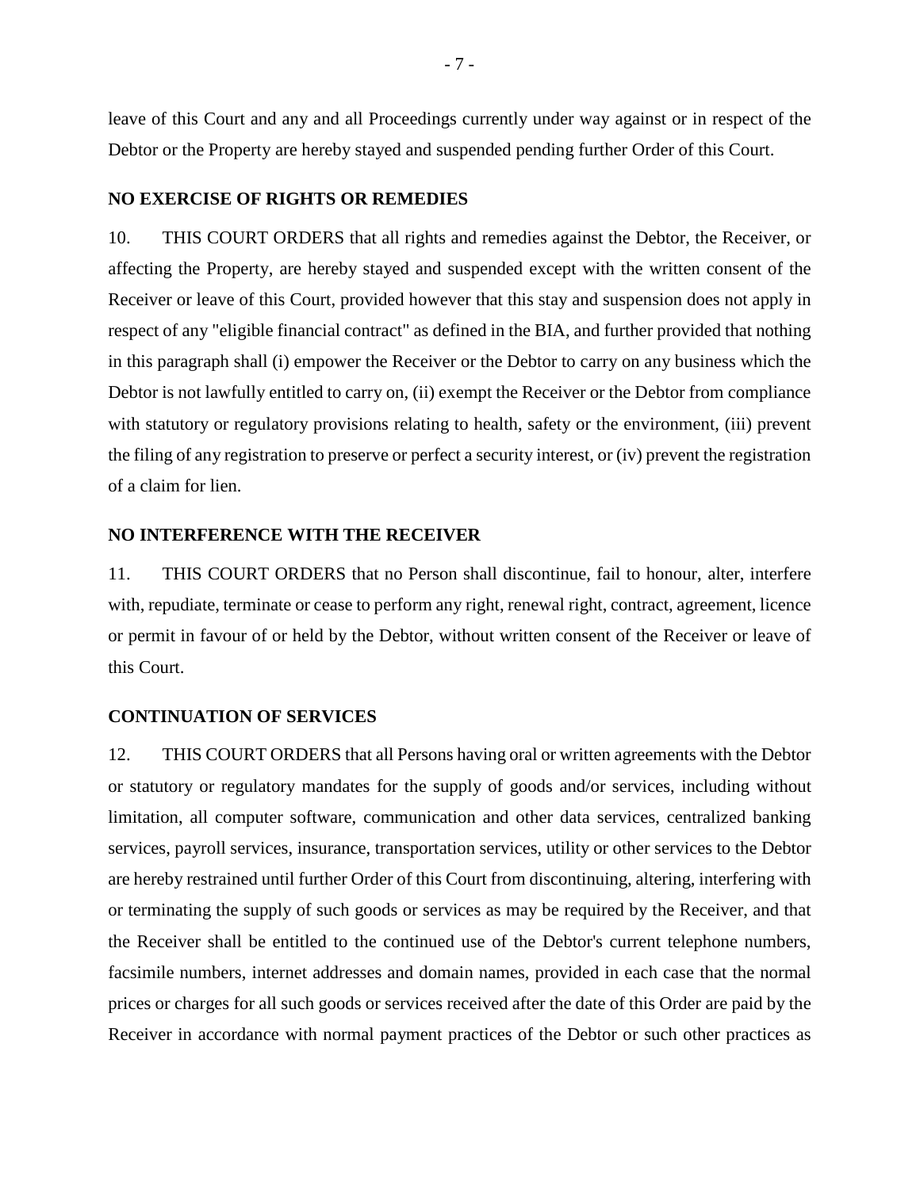leave of this Court and any and all Proceedings currently under way against or in respect of the Debtor or the Property are hereby stayed and suspended pending further Order of this Court.

**NO EXERCISE OF RIGHTS OR REMEDIES**

10. THIS COURT ORDERS that all rights and remedies against the Debtor, the Receiver, or affecting the Property, are hereby stayed and suspended except with the written consent of the Receiver or leave of this Court, provided however that this stay and suspension does not apply in respect of any "eligible financial contract" as defined in the BIA, and further provided that nothing in this paragraph shall (i) empower the Receiver or the Debtor to carry on any business which the Debtor is not lawfully entitled to carry on, (ii) exempt the Receiver or the Debtor from compliance with statutory or regulatory provisions relating to health, safety or the environment, (iii) prevent the filing of any registration to preserve or perfect a security interest, or (iv) prevent the registration of a claim for lien.

**NO INTERFERENCE WITH THE RECEIVER**

11. THIS COURT ORDERS that no Person shall discontinue, fail to honour, alter, interfere with, repudiate, terminate or cease to perform any right, renewal right, contract, agreement, licence or permit in favour of or held by the Debtor, without written consent of the Receiver or leave of this Court.

**CONTINUATION OF SERVICES**

12. THIS COURT ORDERS that all Persons having oral or written agreements with the Debtor or statutory or regulatory mandates for the supply of goods and/or services, including without limitation, all computer software, communication and other data services, centralized banking services, payroll services, insurance, transportation services, utility or other services to the Debtor are hereby restrained until further Order of this Court from discontinuing, altering, interfering with or terminating the supply of such goods or services as may be required by the Receiver, and that the Receiver shall be entitled to the continued use of the Debtor's current telephone numbers, facsimile numbers, internet addresses and domain names, provided in each case that the normal prices or charges for all such goods or services received after the date of this Order are paid by the Receiver in accordance with normal payment practices of the Debtor or such other practices as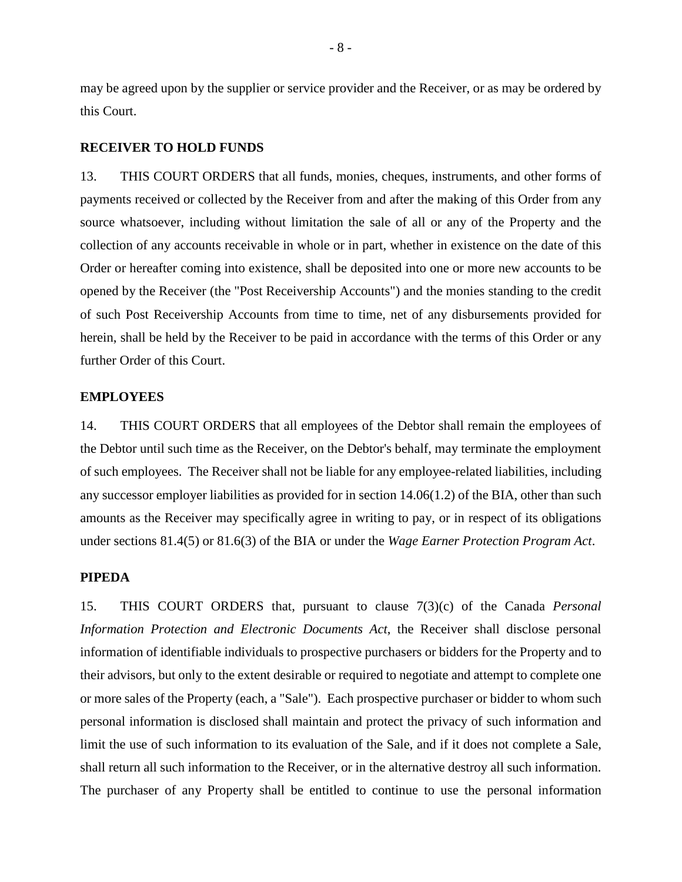may be agreed upon by the supplier or service provider and the Receiver, or as may be ordered by this Court.

**RECEIVER TO HOLD FUNDS**

13. THIS COURT ORDERS that all funds, monies, cheques, instruments, and other forms of payments received or collected by the Receiver from and after the making of this Order from any source whatsoever, including without limitation the sale of all or any of the Property and the collection of any accounts receivable in whole or in part, whether in existence on the date of this Order or hereafter coming into existence, shall be deposited into one or more new accounts to be opened by the Receiver (the "Post Receivership Accounts") and the monies standing to the credit of such Post Receivership Accounts from time to time, net of any disbursements provided for herein, shall be held by the Receiver to be paid in accordance with the terms of this Order or any further Order of this Court.

**EMPLOYEES**

14. THIS COURT ORDERS that all employees of the Debtor shall remain the employees of the Debtor until such time as the Receiver, on the Debtor's behalf, may terminate the employment of such employees. The Receiver shall not be liable for any employee-related liabilities, including any successor employer liabilities as provided for in section 14.06(1.2) of the BIA, other than such amounts as the Receiver may specifically agree in writing to pay, or in respect of its obligations under sections 81.4(5) or 81.6(3) of the BIA or under the *Wage Earner Protection Program Act*.

**PIPEDA**

15. THIS COURT ORDERS that, pursuant to clause 7(3)(c) of the Canada *Personal Information Protection and Electronic Documents Act*, the Receiver shall disclose personal information of identifiable individuals to prospective purchasers or bidders for the Property and to their advisors, but only to the extent desirable or required to negotiate and attempt to complete one or more sales of the Property (each, a "Sale"). Each prospective purchaser or bidder to whom such personal information is disclosed shall maintain and protect the privacy of such information and limit the use of such information to its evaluation of the Sale, and if it does not complete a Sale, shall return all such information to the Receiver, or in the alternative destroy all such information. The purchaser of any Property shall be entitled to continue to use the personal information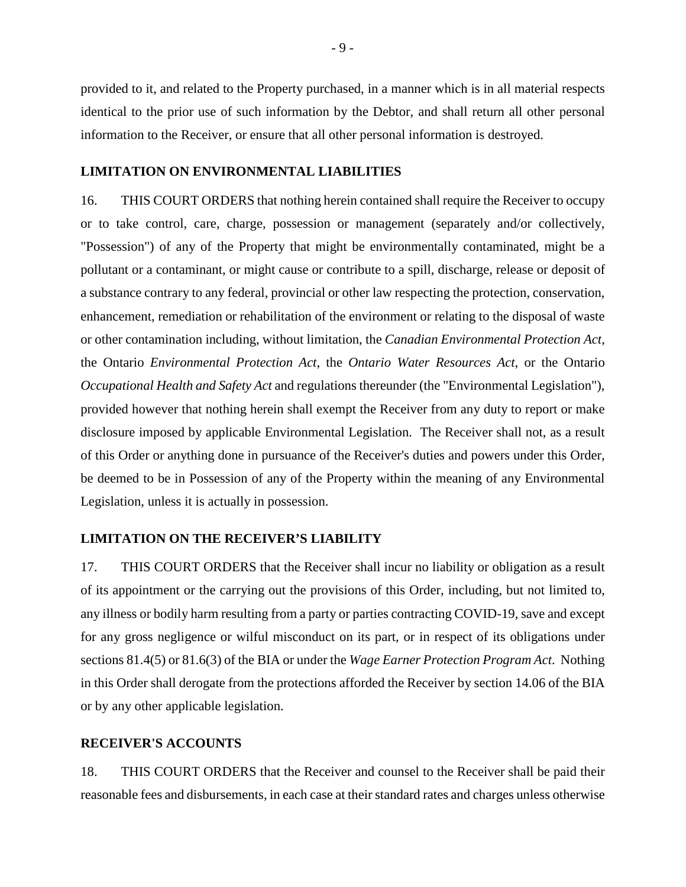provided to it, and related to the Property purchased, in a manner which is in all material respects identical to the prior use of such information by the Debtor, and shall return all other personal information to the Receiver, or ensure that all other personal information is destroyed.

## LIMITATION ON ENVIRONMENTAL LIABILITIES

16. THIS COURT ORDERS that nothing herein contained shall require the Receiver to occupy or to take control, care, charge, possession or management (separately and/or collectively, "Possession") of any of the Property that might be environmentally contaminated, might be a pollutant or a contaminant, or might cause or contribute to a spill, discharge, release or deposit of a substance contrary to any federal, provincial or other law respecting the protection, conservation, enhancement, remediation or rehabilitation of the environment or relating to the disposal of waste or other contamination including, without limitation, the *Canadian Environmental Protection Act*, the Ontario *Environmental Protection Act*, the *Ontario Water Resources Act*, or the Ontario *Occupational Health and Safety Act* and regulations thereunder (the "Environmental Legislation"), provided however that nothing herein shall exempt the Receiver from any duty to report or make disclosure imposed by applicable Environmental Legislation. The Receiver shall not, as a result of this Order or anything done in pursuance of the Receiver's duties and powers under this Order, be deemed to be in Possession of any of the Property within the meaning of any Environmental Legislation, unless it is actually in possession.

## LIMITATION ON THE RECEIVER'S LIABILITY

17. THIS COURT ORDERS that the Receiver shall incur no liability or obligation as a result of its appointment or the carrying out the provisions of this Order, including, but not limited to, any illness or bodily harm resulting from a party or parties contracting COVID-19, save and except for any gross negligence or wilful misconduct on its part, or in respect of its obligations under sections 81.4(5) or 81.6(3) of the BIA or under the *Wage Earner Protection Program Act*. Nothing in this Order shall derogate from the protections afforded the Receiver by section 14.06 of the BIA or by any other applicable legislation.

## RECEIVER'S ACCOUNTS

18. THIS COURT ORDERS that the Receiver and counsel to the Receiver shall be paid their reasonable fees and disbursements, in each case at their standard rates and charges unless otherwise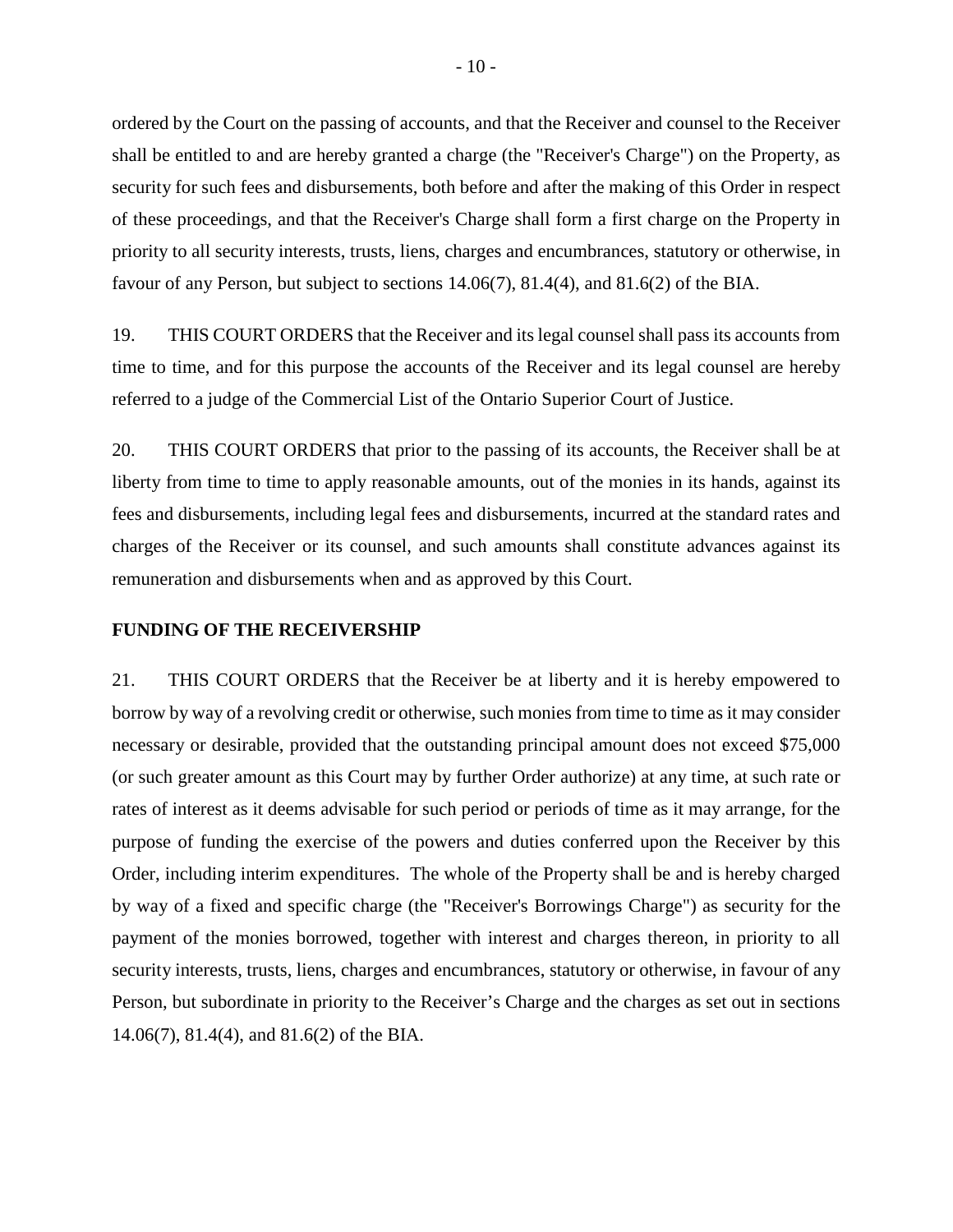ordered by the Court on the passing of accounts, and that the Receiver and counsel to the Receiver shall be entitled to and are hereby granted a charge (the "Receiver's Charge") on the Property, as security for such fees and disbursements, both before and after the making of this Order in respect of these proceedings, and that the Receiver's Charge shall form a first charge on the Property in priority to all security interests, trusts, liens, charges and encumbrances, statutory or otherwise, in favour of any Person, but subject to sections 14.06(7), 81.4(4), and 81.6(2) of the BIA.

19. THIS COURT ORDERS that the Receiver and its legal counsel shall pass its accounts from time to time, and for this purpose the accounts of the Receiver and its legal counsel are hereby referred to a judge of the Commercial List of the Ontario Superior Court of Justice.

20. THIS COURT ORDERS that prior to the passing of its accounts, the Receiver shall be at liberty from time to time to apply reasonable amounts, out of the monies in its hands, against its fees and disbursements, including legal fees and disbursements, incurred at the standard rates and charges of the Receiver or its counsel, and such amounts shall constitute advances against its remuneration and disbursements when and as approved by this Court.

**FUNDING OF THE RECEIVERSHIP**

21. THIS COURT ORDERS that the Receiver be at liberty and it is hereby empowered to borrow by way of a revolving credit or otherwise, such monies from time to time as it may consider necessary or desirable, provided that the outstanding principal amount does not exceed $75,000 (or such greater amount as this Court may by further Order authorize) at any time, at such rate or rates of interest as it deems advisable for such period or periods of time as it may arrange, for the purpose of funding the exercise of the powers and duties conferred upon the Receiver by this Order, including interim expenditures. The whole of the Property shall be and is hereby charged by way of a fixed and specific charge (the "Receiver's Borrowings Charge") as security for the payment of the monies borrowed, together with interest and charges thereon, in priority to all security interests, trusts, liens, charges and encumbrances, statutory or otherwise, in favour of any Person, but subordinate in priority to the Receiver's Charge and the charges as set out in sections 14.06(7), 81.4(4), and 81.6(2) of the BIA.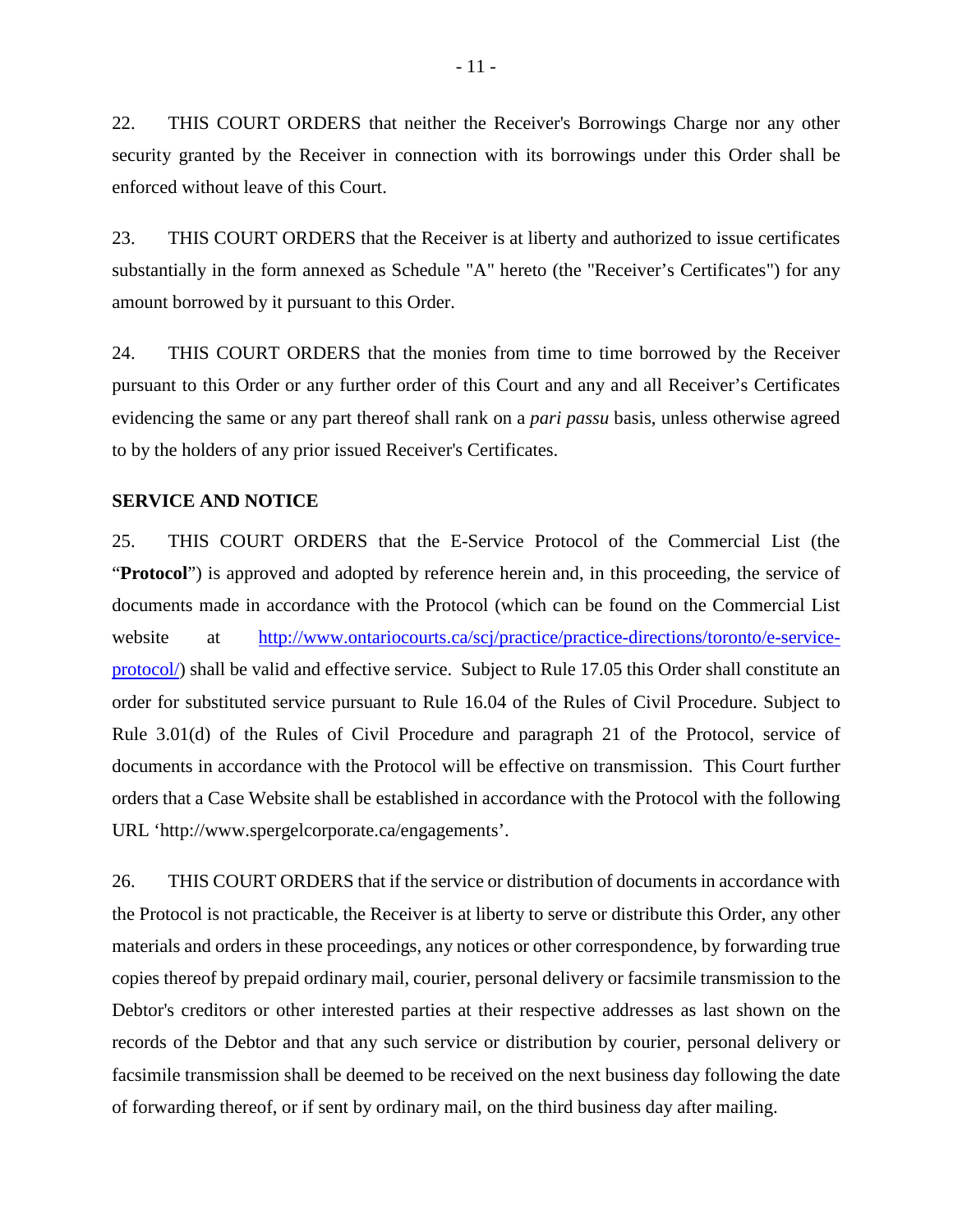22. THIS COURT ORDERS that neither the Receiver's Borrowings Charge nor any other security granted by the Receiver in connection with its borrowings under this Order shall be enforced without leave of this Court.

23. THIS COURT ORDERS that the Receiver is at liberty and authorized to issue certificates substantially in the form annexed as Schedule "A" hereto (the "Receiver's Certificates") for any amount borrowed by it pursuant to this Order.

24. THIS COURT ORDERS that the monies from time to time borrowed by the Receiver pursuant to this Order or any further order of this Court and any and all Receiver's Certificates evidencing the same or any part thereof shall rank on a *pari passu* basis, unless otherwise agreed to by the holders of any prior issued Receiver's Certificates.

**SERVICE AND NOTICE**

25. THIS COURT ORDERS that the E-Service Protocol of the Commercial List (the "**Protocol**") is approved and adopted by reference herein and, in this proceeding, the service of documents made in accordance with the Protocol (which can be found on the Commercial List website at [http://www.ontariocourts.ca/scj/practice/practice-directions/toronto/e-service-protocol/](http://www.ontariocourts.ca/scj/practice/practice-directions/toronto/e-service-protocol/)) shall be valid and effective service. Subject to Rule 17.05 this Order shall constitute an order for substituted service pursuant to Rule 16.04 of the Rules of Civil Procedure. Subject to Rule 3.01(d) of the Rules of Civil Procedure and paragraph 21 of the Protocol, service of documents in accordance with the Protocol will be effective on transmission. This Court further orders that a Case Website shall be established in accordance with the Protocol with the following URL 'http://www.spergelcorporate.ca/engagements'.

26. THIS COURT ORDERS that if the service or distribution of documents in accordance with the Protocol is not practicable, the Receiver is at liberty to serve or distribute this Order, any other materials and orders in these proceedings, any notices or other correspondence, by forwarding true copies thereof by prepaid ordinary mail, courier, personal delivery or facsimile transmission to the Debtor's creditors or other interested parties at their respective addresses as last shown on the records of the Debtor and that any such service or distribution by courier, personal delivery or facsimile transmission shall be deemed to be received on the next business day following the date of forwarding thereof, or if sent by ordinary mail, on the third business day after mailing.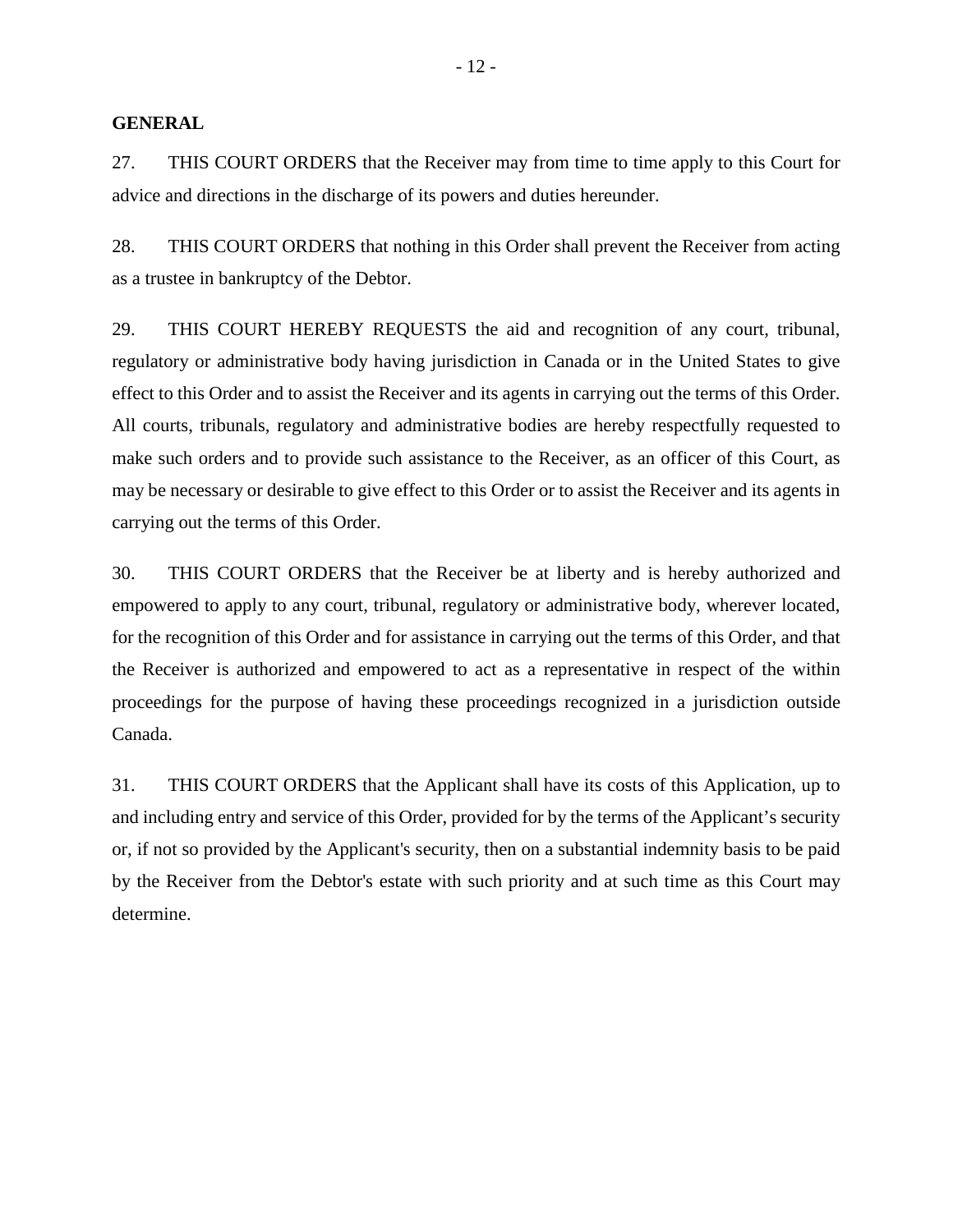**GENERAL**

27. THIS COURT ORDERS that the Receiver may from time to time apply to this Court for advice and directions in the discharge of its powers and duties hereunder.

28. THIS COURT ORDERS that nothing in this Order shall prevent the Receiver from acting as a trustee in bankruptcy of the Debtor.

29. THIS COURT HEREBY REQUESTS the aid and recognition of any court, tribunal, regulatory or administrative body having jurisdiction in Canada or in the United States to give effect to this Order and to assist the Receiver and its agents in carrying out the terms of this Order. All courts, tribunals, regulatory and administrative bodies are hereby respectfully requested to make such orders and to provide such assistance to the Receiver, as an officer of this Court, as may be necessary or desirable to give effect to this Order or to assist the Receiver and its agents in carrying out the terms of this Order.

30. THIS COURT ORDERS that the Receiver be at liberty and is hereby authorized and empowered to apply to any court, tribunal, regulatory or administrative body, wherever located, for the recognition of this Order and for assistance in carrying out the terms of this Order, and that the Receiver is authorized and empowered to act as a representative in respect of the within proceedings for the purpose of having these proceedings recognized in a jurisdiction outside Canada.

31. THIS COURT ORDERS that the Applicant shall have its costs of this Application, up to and including entry and service of this Order, provided for by the terms of the Applicant's security or, if not so provided by the Applicant's security, then on a substantial indemnity basis to be paid by the Receiver from the Debtor's estate with such priority and at such time as this Court may determine.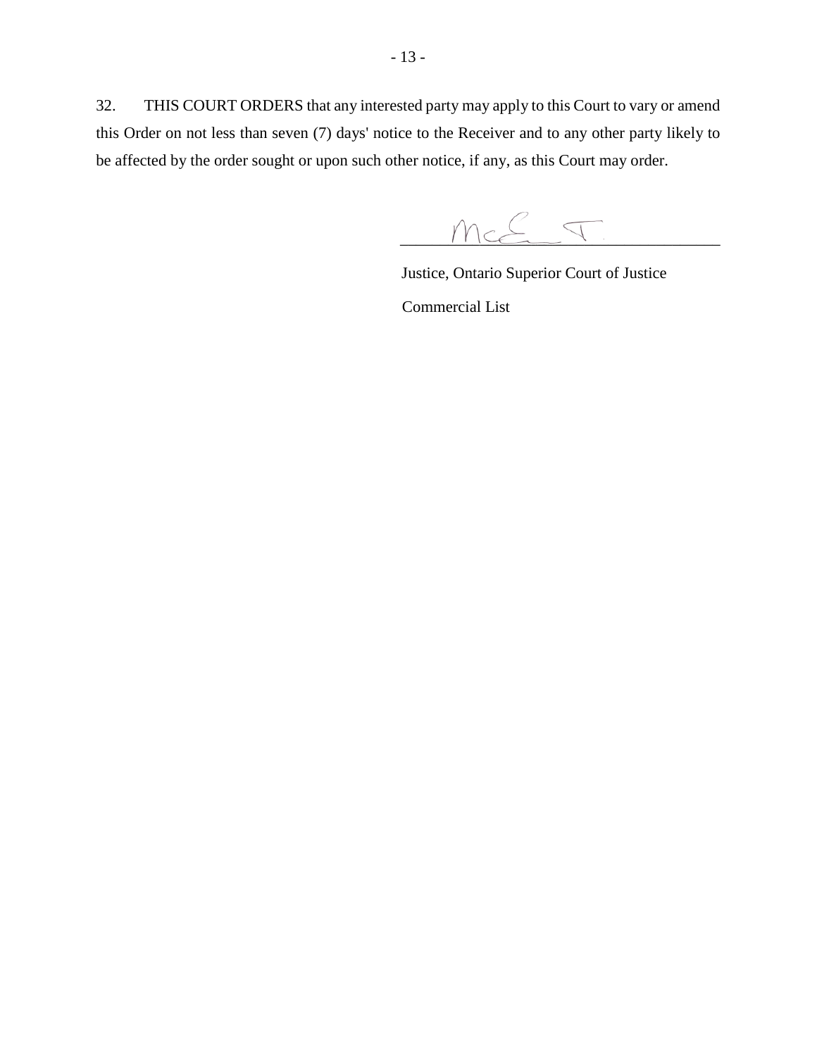32. THIS COURT ORDERS that any interested party may apply to this Court to vary or amend this Order on not less than seven (7) days' notice to the Receiver and to any other party likely to be affected by the order sought or upon such other notice, if any, as this Court may order.

McE J.

\_\_\_\_\_\_\_\_\_\_\_\_\_\_\_\_\_\_\_\_\_\_\_\_\_\_\_\_\_\_\_\_\_\_\_\_

Justice, Ontario Superior Court of Justice

Commercial List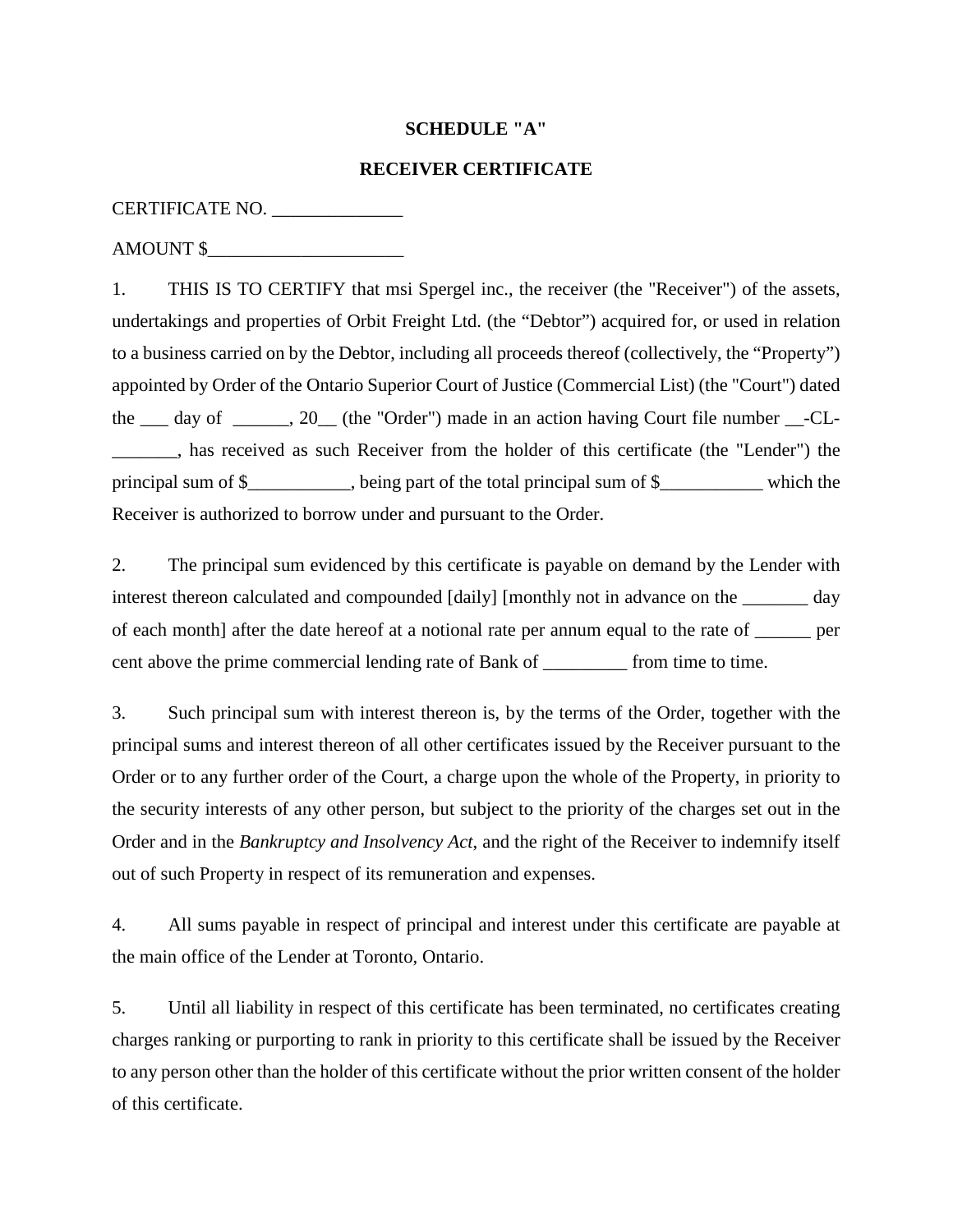**SCHEDULE "A"**

**RECEIVER CERTIFICATE**

CERTIFICATE NO. ______________

AMOUNT $_____________________

1. THIS IS TO CERTIFY that msi Spergel inc., the receiver (the "Receiver") of the assets, undertakings and properties of Orbit Freight Ltd. (the “Debtor”) acquired for, or used in relation to a business carried on by the Debtor, including all proceeds thereof (collectively, the “Property”) appointed by Order of the Ontario Superior Court of Justice (Commercial List) (the "Court") dated the ___ day of ______, 20__ (the "Order") made in an action having Court file number __-CL-_______, has received as such Receiver from the holder of this certificate (the "Lender") the principal sum of $___________, being part of the total principal sum of $___________ which the Receiver is authorized to borrow under and pursuant to the Order.

2. The principal sum evidenced by this certificate is payable on demand by the Lender with interest thereon calculated and compounded [daily] [monthly not in advance on the _______ day of each month] after the date hereof at a notional rate per annum equal to the rate of ______ per cent above the prime commercial lending rate of Bank of _________ from time to time.

3. Such principal sum with interest thereon is, by the terms of the Order, together with the principal sums and interest thereon of all other certificates issued by the Receiver pursuant to the Order or to any further order of the Court, a charge upon the whole of the Property, in priority to the security interests of any other person, but subject to the priority of the charges set out in the Order and in the *Bankruptcy and Insolvency Act*, and the right of the Receiver to indemnify itself out of such Property in respect of its remuneration and expenses.

4. All sums payable in respect of principal and interest under this certificate are payable at the main office of the Lender at Toronto, Ontario.

5. Until all liability in respect of this certificate has been terminated, no certificates creating charges ranking or purporting to rank in priority to this certificate shall be issued by the Receiver to any person other than the holder of this certificate without the prior written consent of the holder of this certificate.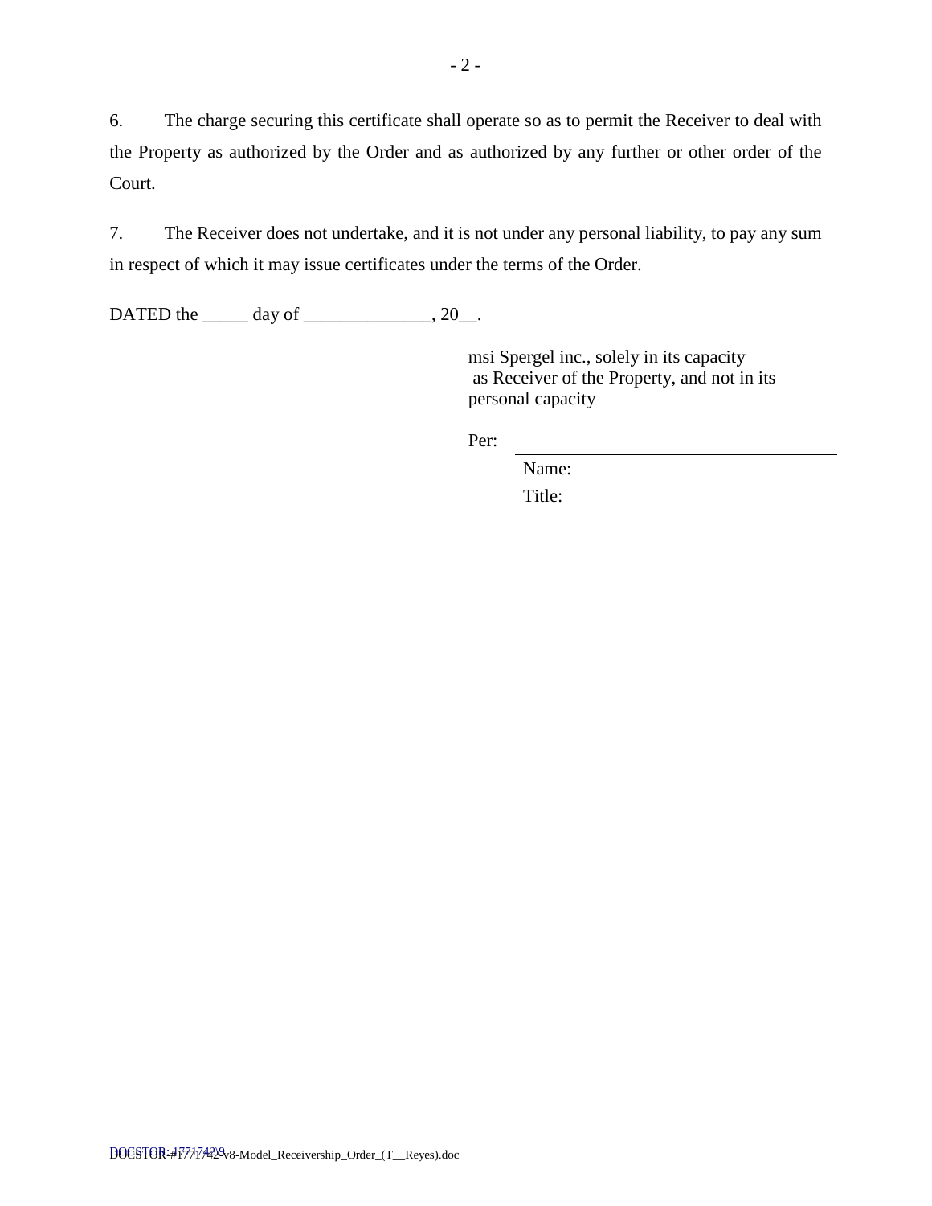6. The charge securing this certificate shall operate so as to permit the Receiver to deal with the Property as authorized by the Order and as authorized by any further or other order of the Court.

7. The Receiver does not undertake, and it is not under any personal liability, to pay any sum in respect of which it may issue certificates under the terms of the Order.

DATED the _____ day of ______________, 20__.

msi Spergel inc., solely in its capacity as Receiver of the Property, and not in its personal capacity

Per: ____________________________________

Name:

Title: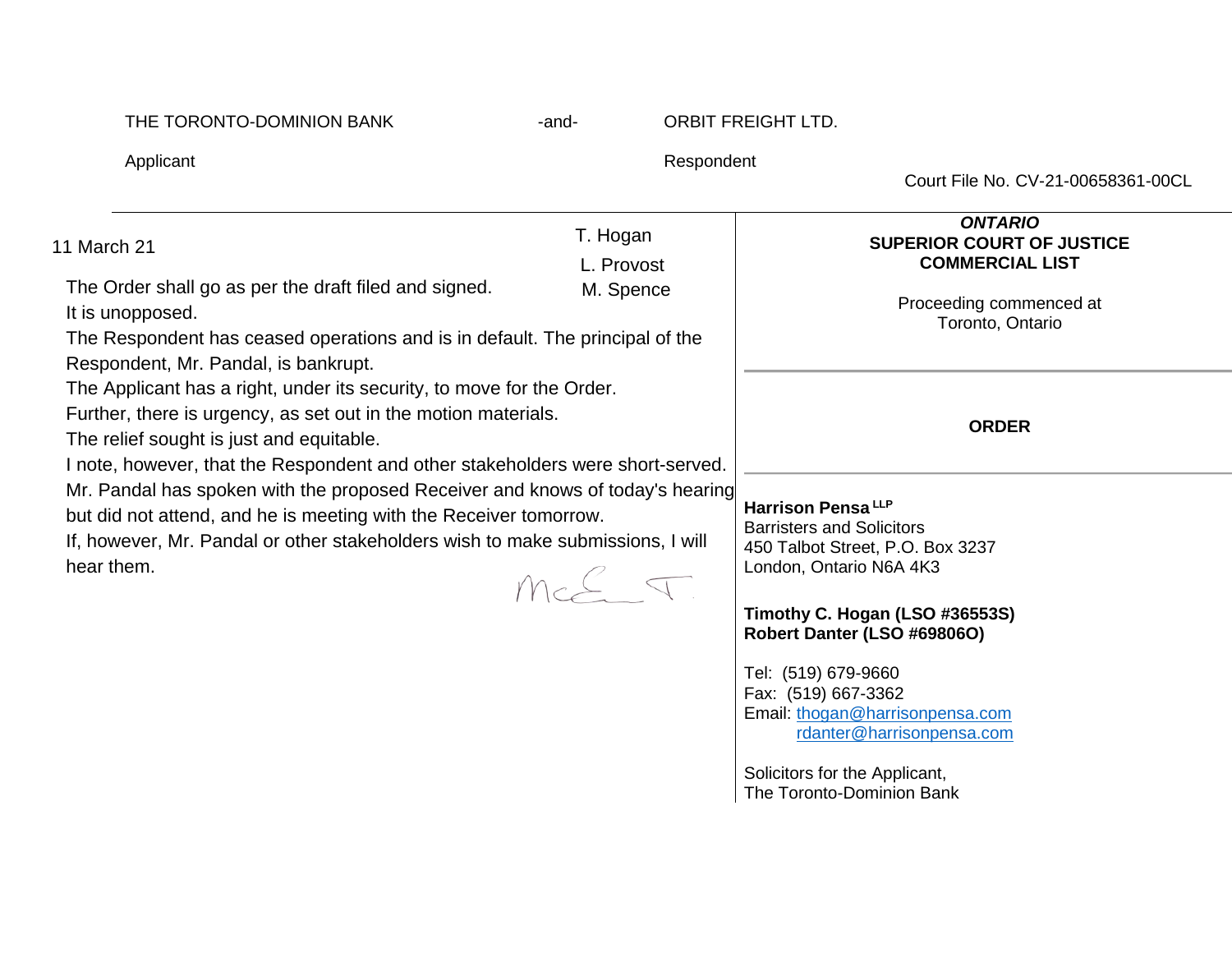THE TORONTO-DOMINION BANK -and- ORBIT FREIGHT LTD.

Applicant Respondent

Court File No. CV-21-00658361-00CL

11 March 21

T. Hogan
L. Provost
M. Spence

The Order shall go as per the draft filed and signed.
It is unopposed.
The Respondent has ceased operations and is in default. The principal of the Respondent, Mr. Pandal, is bankrupt.
The Applicant has a right, under its security, to move for the Order.
Further, there is urgency, as set out in the motion materials.
The relief sought is just and equitable.
I note, however, that the Respondent and other stakeholders were short-served.
Mr. Pandal has spoken with the proposed Receiver and knows of today's hearing but did not attend, and he is meeting with the Receiver tomorrow.
If, however, Mr. Pandal or other stakeholders wish to make submissions, I will hear them.

McE J.

***ONTARIO***
**SUPERIOR COURT OF JUSTICE**
**COMMERCIAL LIST**

Proceeding commenced at
Toronto, Ontario

**ORDER**

**Harrison Pensa LLP**
Barristers and Solicitors
450 Talbot Street, P.O. Box 3237
London, Ontario N6A 4K3

**Timothy C. Hogan (LSO #36553S)**
**Robert Danter (LSO #69806O)**

Tel: (519) 679-9660
Fax: (519) 667-3362
Email: thogan@harrisonpensa.com
rdanter@harrisonpensa.com

Solicitors for the Applicant,
The Toronto-Dominion Bank